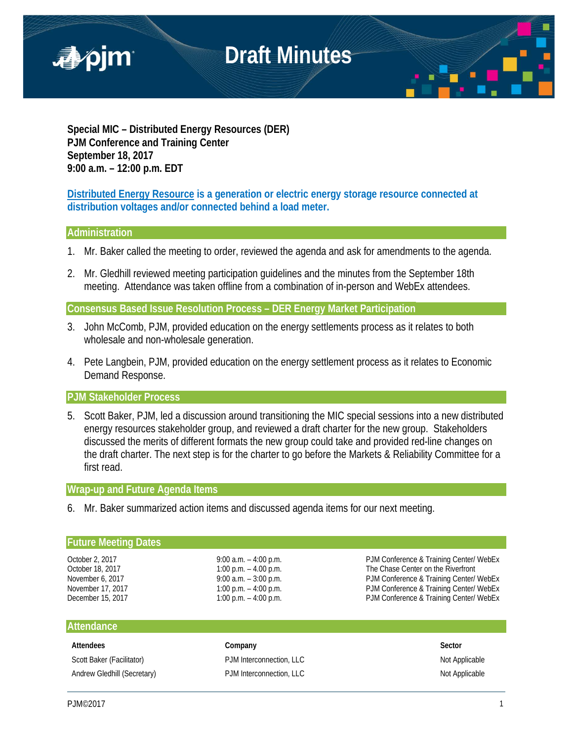# Draft Minutes

**Special MIC – Distributed Energy Resources (DER)**
**PJM Conference and Training Center**
**September 18, 2017**
**9:00 a.m. – 12:00 p.m. EDT**

**Distributed Energy Resource is a generation or electric energy storage resource connected at distribution voltages and/or connected behind a load meter.**

## Administration

1. Mr. Baker called the meeting to order, reviewed the agenda and ask for amendments to the agenda.

2. Mr. Gledhill reviewed meeting participation guidelines and the minutes from the September 18th meeting. Attendance was taken offline from a combination of in-person and WebEx attendees.

## Consensus Based Issue Resolution Process – DER Energy Market Participation

3. John McComb, PJM, provided education on the energy settlements process as it relates to both wholesale and non-wholesale generation.

4. Pete Langbein, PJM, provided education on the energy settlement process as it relates to Economic Demand Response.

## PJM Stakeholder Process

5. Scott Baker, PJM, led a discussion around transitioning the MIC special sessions into a new distributed energy resources stakeholder group, and reviewed a draft charter for the new group. Stakeholders discussed the merits of different formats the new group could take and provided red-line changes on the draft charter. The next step is for the charter to go before the Markets & Reliability Committee for a first read.

## Wrap-up and Future Agenda Items

6. Mr. Baker summarized action items and discussed agenda items for our next meeting.

## Future Meeting Dates

| | | |
|---|---|---|
| October 2, 2017 | 9:00 a.m. – 4:00 p.m. | PJM Conference & Training Center/ WebEx |
| October 18, 2017 | 1:00 p.m. – 4.00 p.m. | The Chase Center on the Riverfront |
| November 6, 2017 | 9:00 a.m. – 3:00 p.m. | PJM Conference & Training Center/ WebEx |
| November 17, 2017 | 1:00 p.m. – 4:00 p.m. | PJM Conference & Training Center/ WebEx |
| December 15, 2017 | 1:00 p.m. – 4:00 p.m. | PJM Conference & Training Center/ WebEx |

## Attendance

| Attendees | Company | Sector |
|---|---|---|
| Scott Baker (Facilitator) | PJM Interconnection, LLC | Not Applicable |
| Andrew Gledhill (Secretary) | PJM Interconnection, LLC | Not Applicable |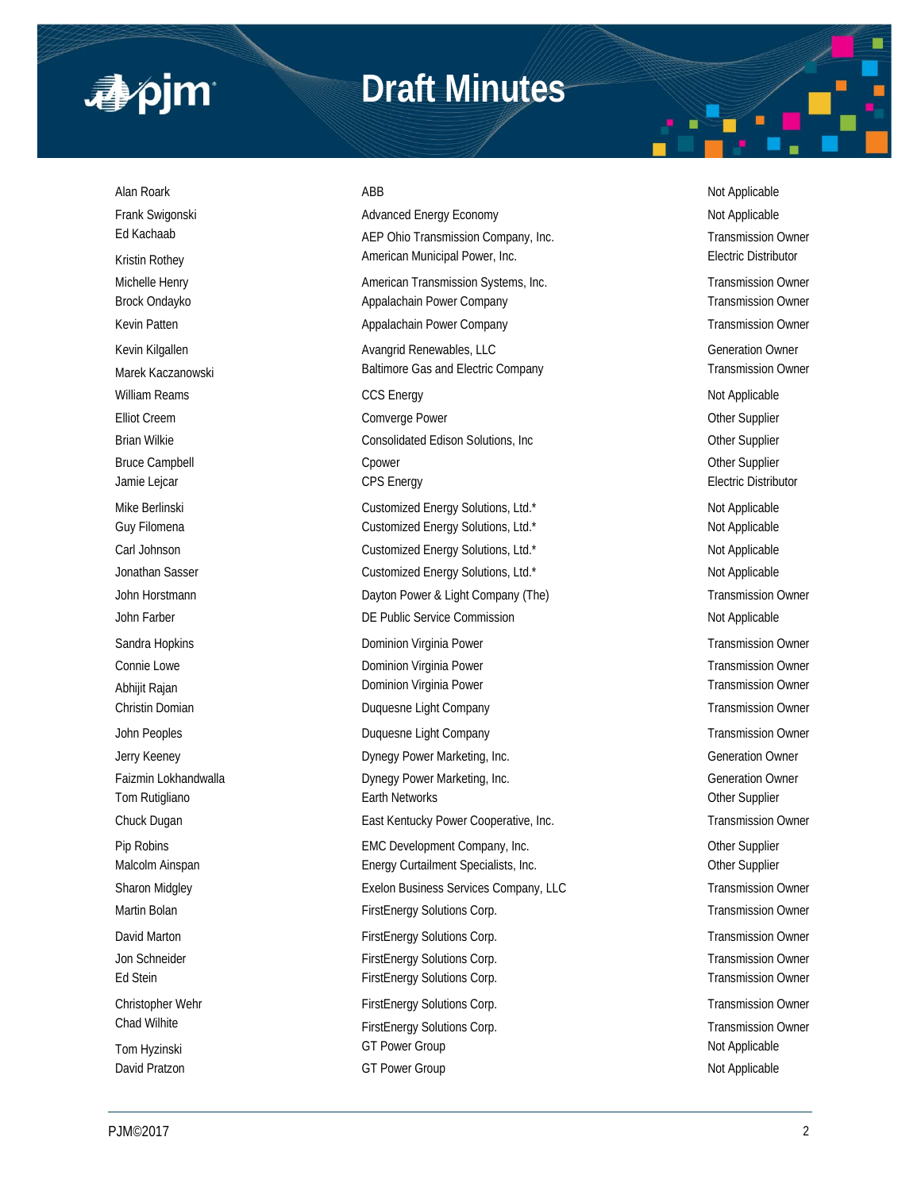| | | |
|---|---|---|
| Alan Roark | ABB | Not Applicable |
| Frank Swigonski | Advanced Energy Economy | Not Applicable |
| Ed Kachaab | AEP Ohio Transmission Company, Inc. | Transmission Owner |
| Kristin Rothey | American Municipal Power, Inc. | Electric Distributor |
| Michelle Henry | American Transmission Systems, Inc. | Transmission Owner |
| Brock Ondayko | Appalachain Power Company | Transmission Owner |
| Kevin Patten | Appalachain Power Company | Transmission Owner |
| Kevin Kilgallen | Avangrid Renewables, LLC | Generation Owner |
| Marek Kaczanowski | Baltimore Gas and Electric Company | Transmission Owner |
| William Reams | CCS Energy | Not Applicable |
| Elliot Creem | Comverge Power | Other Supplier |
| Brian Wilkie | Consolidated Edison Solutions, Inc | Other Supplier |
| Bruce Campbell | Cpower | Other Supplier |
| Jamie Lejcar | CPS Energy | Electric Distributor |
| Mike Berlinski | Customized Energy Solutions, Ltd.* | Not Applicable |
| Guy Filomena | Customized Energy Solutions, Ltd.* | Not Applicable |
| Carl Johnson | Customized Energy Solutions, Ltd.* | Not Applicable |
| Jonathan Sasser | Customized Energy Solutions, Ltd.* | Not Applicable |
| John Horstmann | Dayton Power & Light Company (The) | Transmission Owner |
| John Farber | DE Public Service Commission | Not Applicable |
| Sandra Hopkins | Dominion Virginia Power | Transmission Owner |
| Connie Lowe | Dominion Virginia Power | Transmission Owner |
| Abhijit Rajan | Dominion Virginia Power | Transmission Owner |
| Christin Domian | Duquesne Light Company | Transmission Owner |
| John Peoples | Duquesne Light Company | Transmission Owner |
| Jerry Keeney | Dynegy Power Marketing, Inc. | Generation Owner |
| Faizmin Lokhandwalla | Dynegy Power Marketing, Inc. | Generation Owner |
| Tom Rutigliano | Earth Networks | Other Supplier |
| Chuck Dugan | East Kentucky Power Cooperative, Inc. | Transmission Owner |
| Pip Robins | EMC Development Company, Inc. | Other Supplier |
| Malcolm Ainspan | Energy Curtailment Specialists, Inc. | Other Supplier |
| Sharon Midgley | Exelon Business Services Company, LLC | Transmission Owner |
| Martin Bolan | FirstEnergy Solutions Corp. | Transmission Owner |
| David Marton | FirstEnergy Solutions Corp. | Transmission Owner |
| Jon Schneider | FirstEnergy Solutions Corp. | Transmission Owner |
| Ed Stein | FirstEnergy Solutions Corp. | Transmission Owner |
| Christopher Wehr | FirstEnergy Solutions Corp. | Transmission Owner |
| Chad Wilhite | FirstEnergy Solutions Corp. | Transmission Owner |
| Tom Hyzinski | GT Power Group | Not Applicable |
| David Pratzon | GT Power Group | Not Applicable |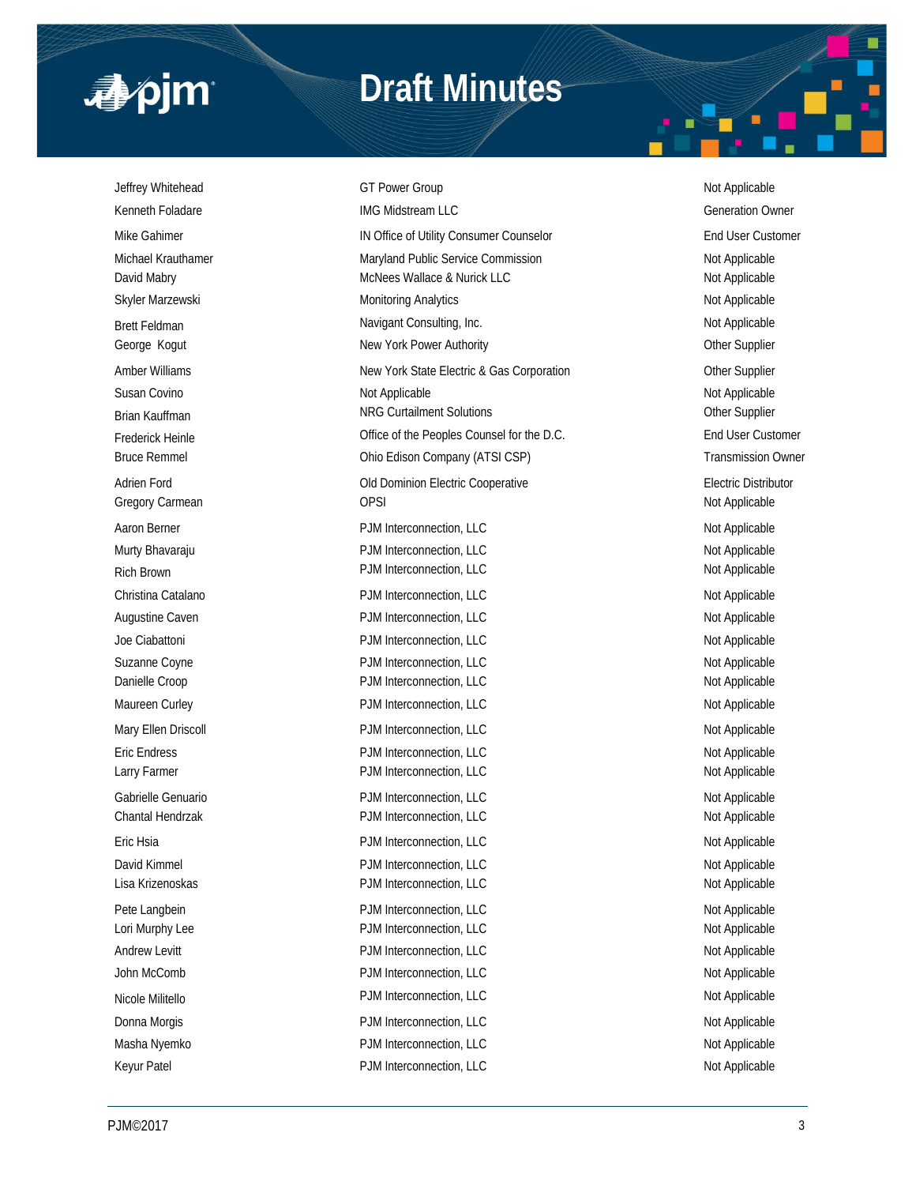| | | |
|---|---|---|
| Jeffrey Whitehead | GT Power Group | Not Applicable |
| Kenneth Foladare | IMG Midstream LLC | Generation Owner |
| Mike Gahimer | IN Office of Utility Consumer Counselor | End User Customer |
| Michael Krauthamer | Maryland Public Service Commission | Not Applicable |
| David Mabry | McNees Wallace & Nurick LLC | Not Applicable |
| Skyler Marzewski | Monitoring Analytics | Not Applicable |
| Brett Feldman | Navigant Consulting, Inc. | Not Applicable |
| George Kogut | New York Power Authority | Other Supplier |
| Amber Williams | New York State Electric & Gas Corporation | Other Supplier |
| Susan Covino | Not Applicable | Not Applicable |
| Brian Kauffman | NRG Curtailment Solutions | Other Supplier |
| Frederick Heinle | Office of the Peoples Counsel for the D.C. | End User Customer |
| Bruce Remmel | Ohio Edison Company (ATSI CSP) | Transmission Owner |
| Adrien Ford | Old Dominion Electric Cooperative | Electric Distributor |
| Gregory Carmean | OPSI | Not Applicable |
| Aaron Berner | PJM Interconnection, LLC | Not Applicable |
| Murty Bhavaraju | PJM Interconnection, LLC | Not Applicable |
| Rich Brown | PJM Interconnection, LLC | Not Applicable |
| Christina Catalano | PJM Interconnection, LLC | Not Applicable |
| Augustine Caven | PJM Interconnection, LLC | Not Applicable |
| Joe Ciabattoni | PJM Interconnection, LLC | Not Applicable |
| Suzanne Coyne | PJM Interconnection, LLC | Not Applicable |
| Danielle Croop | PJM Interconnection, LLC | Not Applicable |
| Maureen Curley | PJM Interconnection, LLC | Not Applicable |
| Mary Ellen Driscoll | PJM Interconnection, LLC | Not Applicable |
| Eric Endress | PJM Interconnection, LLC | Not Applicable |
| Larry Farmer | PJM Interconnection, LLC | Not Applicable |
| Gabrielle Genuario | PJM Interconnection, LLC | Not Applicable |
| Chantal Hendrzak | PJM Interconnection, LLC | Not Applicable |
| Eric Hsia | PJM Interconnection, LLC | Not Applicable |
| David Kimmel | PJM Interconnection, LLC | Not Applicable |
| Lisa Krizenoskas | PJM Interconnection, LLC | Not Applicable |
| Pete Langbein | PJM Interconnection, LLC | Not Applicable |
| Lori Murphy Lee | PJM Interconnection, LLC | Not Applicable |
| Andrew Levitt | PJM Interconnection, LLC | Not Applicable |
| John McComb | PJM Interconnection, LLC | Not Applicable |
| Nicole Militello | PJM Interconnection, LLC | Not Applicable |
| Donna Morgis | PJM Interconnection, LLC | Not Applicable |
| Masha Nyemko | PJM Interconnection, LLC | Not Applicable |
| Keyur Patel | PJM Interconnection, LLC | Not Applicable |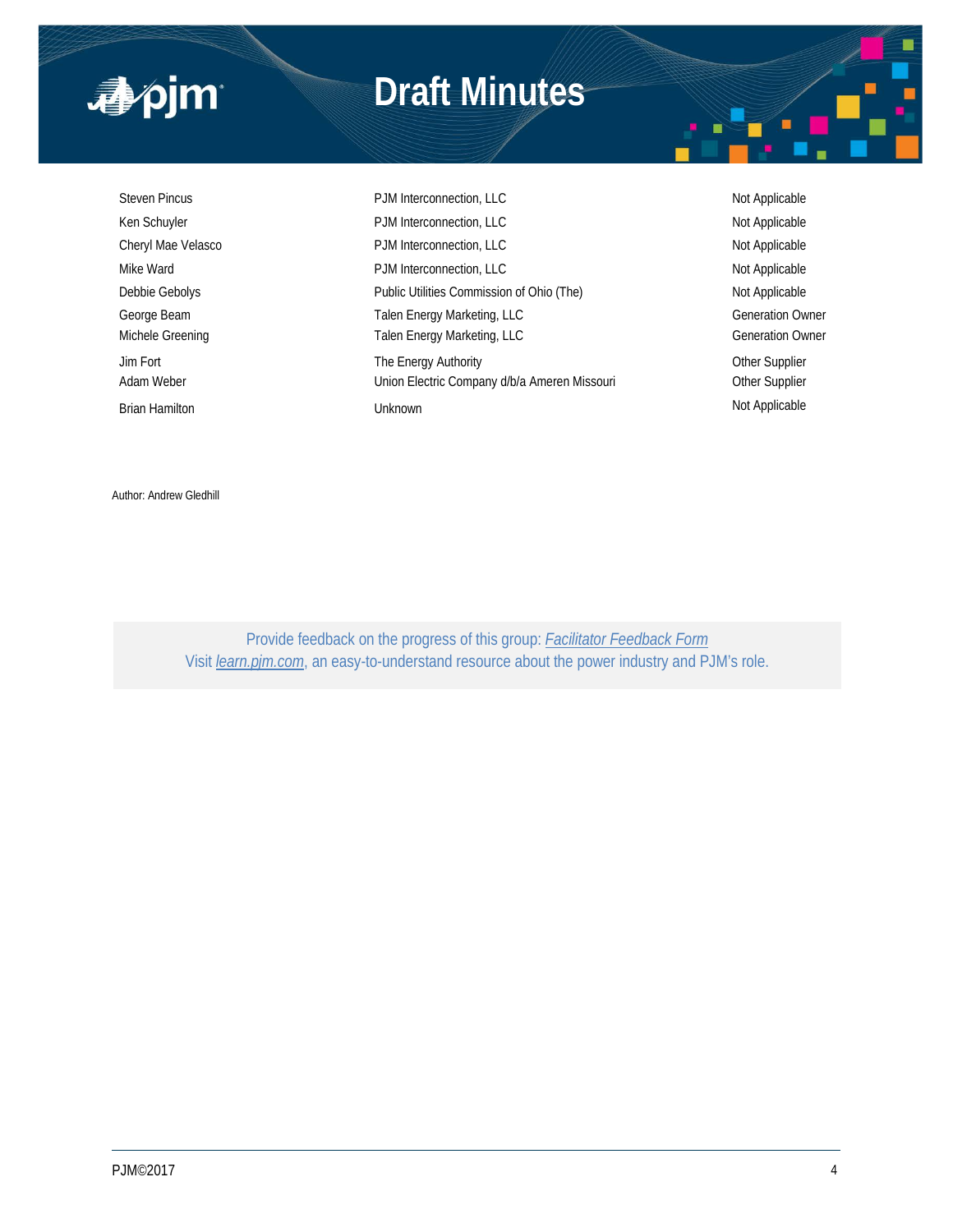| | | |
|---|---|---|
| Steven Pincus | PJM Interconnection, LLC | Not Applicable |
| Ken Schuyler | PJM Interconnection, LLC | Not Applicable |
| Cheryl Mae Velasco | PJM Interconnection, LLC | Not Applicable |
| Mike Ward | PJM Interconnection, LLC | Not Applicable |
| Debbie Gebolys | Public Utilities Commission of Ohio (The) | Not Applicable |
| George Beam | Talen Energy Marketing, LLC | Generation Owner |
| Michele Greening | Talen Energy Marketing, LLC | Generation Owner |
| Jim Fort | The Energy Authority | Other Supplier |
| Adam Weber | Union Electric Company d/b/a Ameren Missouri | Other Supplier |
| Brian Hamilton | Unknown | Not Applicable |

Author: Andrew Gledhill

Provide feedback on the progress of this group: *Facilitator Feedback Form*
Visit *learn.pjm.com*, an easy-to-understand resource about the power industry and PJM's role.